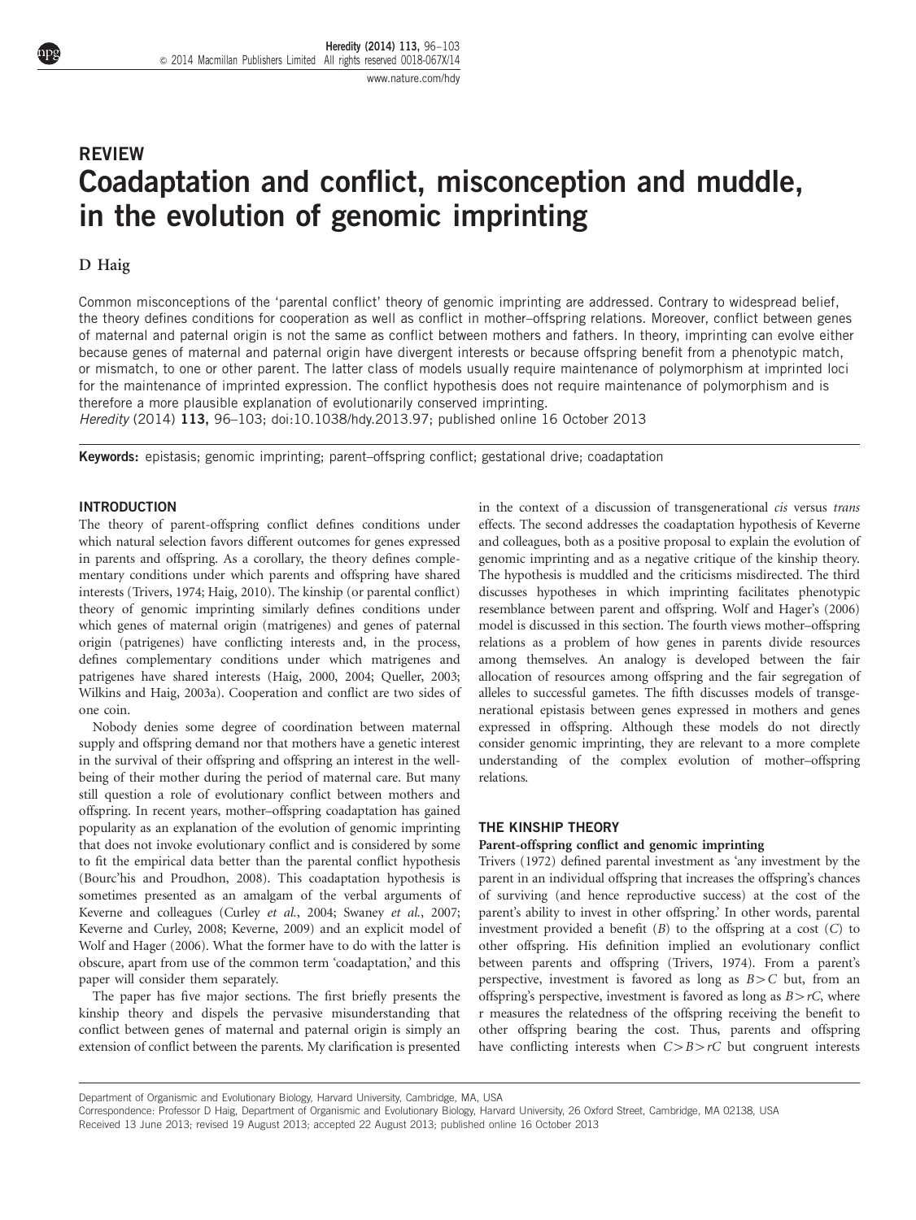REVIEW

# Coadaptation and conflict, misconception and muddle, in the evolution of genomic imprinting

D Haig

Common misconceptions of the 'parental conflict' theory of genomic imprinting are addressed. Contrary to widespread belief, the theory defines conditions for cooperation as well as conflict in mother–offspring relations. Moreover, conflict between genes of maternal and paternal origin is not the same as conflict between mothers and fathers. In theory, imprinting can evolve either because genes of maternal and paternal origin have divergent interests or because offspring benefit from a phenotypic match, or mismatch, to one or other parent. The latter class of models usually require maintenance of polymorphism at imprinted loci for the maintenance of imprinted expression. The conflict hypothesis does not require maintenance of polymorphism and is therefore a more plausible explanation of evolutionarily conserved imprinting.

*Heredity* (2014) **113,** 96–103; doi:10.1038/hdy.2013.97; published online 16 October 2013

**Keywords:** epistasis; genomic imprinting; parent–offspring conflict; gestational drive; coadaptation

## INTRODUCTION

The theory of parent-offspring conflict defines conditions under which natural selection favors different outcomes for genes expressed in parents and offspring. As a corollary, the theory defines complementary conditions under which parents and offspring have shared interests (Trivers, 1974; Haig, 2010). The kinship (or parental conflict) theory of genomic imprinting similarly defines conditions under which genes of maternal origin (matrigenes) and genes of paternal origin (patrigenes) have conflicting interests and, in the process, defines complementary conditions under which matrigenes and patrigenes have shared interests (Haig, 2000, 2004; Queller, 2003; Wilkins and Haig, 2003a). Cooperation and conflict are two sides of one coin.

Nobody denies some degree of coordination between maternal supply and offspring demand nor that mothers have a genetic interest in the survival of their offspring and offspring an interest in the well-being of their mother during the period of maternal care. But many still question a role of evolutionary conflict between mothers and offspring. In recent years, mother–offspring coadaptation has gained popularity as an explanation of the evolution of genomic imprinting that does not invoke evolutionary conflict and is considered by some to fit the empirical data better than the parental conflict hypothesis (Bourc'his and Proudhon, 2008). This coadaptation hypothesis is sometimes presented as an amalgam of the verbal arguments of Keverne and colleagues (Curley *et al.*, 2004; Swaney *et al.*, 2007; Keverne and Curley, 2008; Keverne, 2009) and an explicit model of Wolf and Hager (2006). What the former have to do with the latter is obscure, apart from use of the common term 'coadaptation,' and this paper will consider them separately.

The paper has five major sections. The first briefly presents the kinship theory and dispels the pervasive misunderstanding that conflict between genes of maternal and paternal origin is simply an extension of conflict between the parents. My clarification is presented in the context of a discussion of transgenerational *cis* versus *trans* effects. The second addresses the coadaptation hypothesis of Keverne and colleagues, both as a positive proposal to explain the evolution of genomic imprinting and as a negative critique of the kinship theory. The hypothesis is muddled and the criticisms misdirected. The third discusses hypotheses in which imprinting facilitates phenotypic resemblance between parent and offspring. Wolf and Hager's (2006) model is discussed in this section. The fourth views mother–offspring relations as a problem of how genes in parents divide resources among themselves. An analogy is developed between the fair allocation of resources among offspring and the fair segregation of alleles to successful gametes. The fifth discusses models of transgenerational epistasis between genes expressed in mothers and genes expressed in offspring. Although these models do not directly consider genomic imprinting, they are relevant to a more complete understanding of the complex evolution of mother–offspring relations.

## THE KINSHIP THEORY

### Parent-offspring conflict and genomic imprinting

Trivers (1972) defined parental investment as 'any investment by the parent in an individual offspring that increases the offspring's chances of surviving (and hence reproductive success) at the cost of the parent's ability to invest in other offspring.' In other words, parental investment provided a benefit ($B$) to the offspring at a cost ($C$) to other offspring. His definition implied an evolutionary conflict between parents and offspring (Trivers, 1974). From a parent's perspective, investment is favored as long as $B > C$ but, from an offspring's perspective, investment is favored as long as $B > rC$, where r measures the relatedness of the offspring receiving the benefit to other offspring bearing the cost. Thus, parents and offspring have conflicting interests when $C > B > rC$ but congruent interests

Department of Organismic and Evolutionary Biology, Harvard University, Cambridge, MA, USA

Correspondence: Professor D Haig, Department of Organismic and Evolutionary Biology, Harvard University, 26 Oxford Street, Cambridge, MA 02138, USA

Received 13 June 2013; revised 19 August 2013; accepted 22 August 2013; published online 16 October 2013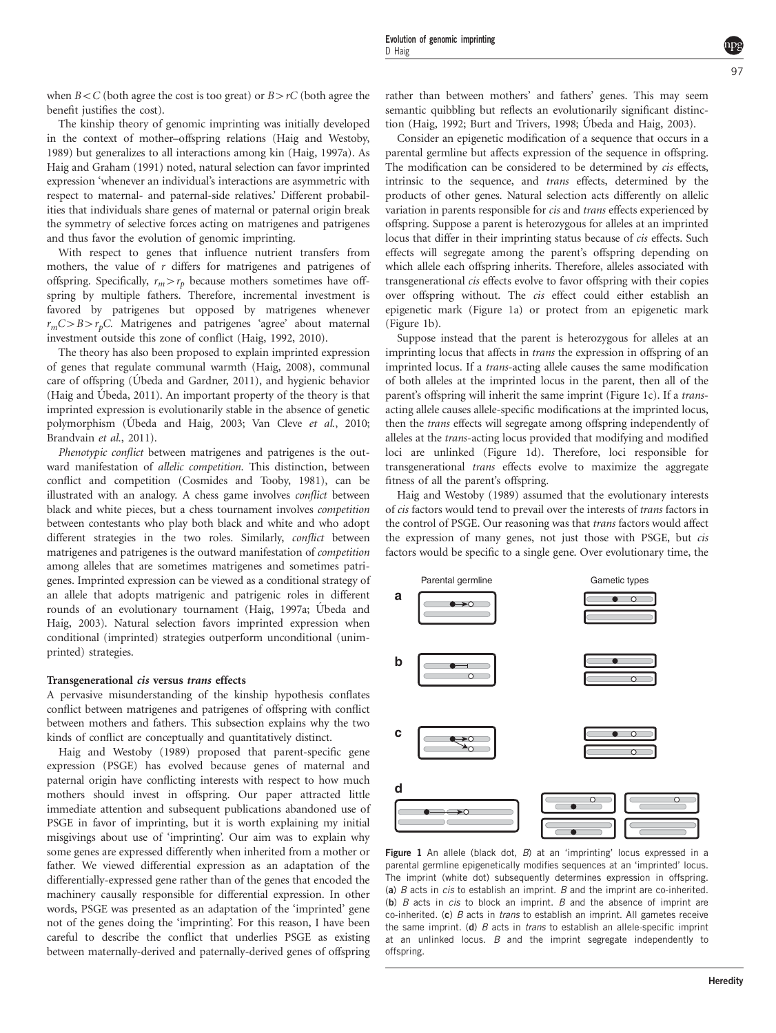when $B<C$ (both agree the cost is too great) or $B>rC$ (both agree the benefit justifies the cost).

The kinship theory of genomic imprinting was initially developed in the context of mother–offspring relations (Haig and Westoby, 1989) but generalizes to all interactions among kin (Haig, 1997a). As Haig and Graham (1991) noted, natural selection can favor imprinted expression 'whenever an individual's interactions are asymmetric with respect to maternal- and paternal-side relatives.' Different probabilities that individuals share genes of maternal or paternal origin break the symmetry of selective forces acting on matrigenes and patrigenes and thus favor the evolution of genomic imprinting.

With respect to genes that influence nutrient transfers from mothers, the value of $r$ differs for matrigenes and patrigenes of offspring. Specifically, $r_m > r_p$ because mothers sometimes have offspring by multiple fathers. Therefore, incremental investment is favored by patrigenes but opposed by matrigenes whenever $r_m C > B > r_p C$. Matrigenes and patrigenes 'agree' about maternal investment outside this zone of conflict (Haig, 1992, 2010).

The theory has also been proposed to explain imprinted expression of genes that regulate communal warmth (Haig, 2008), communal care of offspring (Úbeda and Gardner, 2011), and hygienic behavior (Haig and Úbeda, 2011). An important property of the theory is that imprinted expression is evolutionarily stable in the absence of genetic polymorphism (Úbeda and Haig, 2003; Van Cleve *et al.*, 2010; Brandvain *et al.*, 2011).

*Phenotypic conflict* between matrigenes and patrigenes is the outward manifestation of *allelic competition*. This distinction, between conflict and competition (Cosmides and Tooby, 1981), can be illustrated with an analogy. A chess game involves *conflict* between black and white pieces, but a chess tournament involves *competition* between contestants who play both black and white and who adopt different strategies in the two roles. Similarly, *conflict* between matrigenes and patrigenes is the outward manifestation of *competition* among alleles that are sometimes matrigenes and sometimes patrigenes. Imprinted expression can be viewed as a conditional strategy of an allele that adopts matrigenic and patrigenic roles in different rounds of an evolutionary tournament (Haig, 1997a; Úbeda and Haig, 2003). Natural selection favors imprinted expression when conditional (imprinted) strategies outperform unconditional (unimprinted) strategies.

### Transgenerational *cis* versus *trans* effects

A pervasive misunderstanding of the kinship hypothesis conflates conflict between matrigenes and patrigenes of offspring with conflict between mothers and fathers. This subsection explains why the two kinds of conflict are conceptually and quantitatively distinct.

Haig and Westoby (1989) proposed that parent-specific gene expression (PSGE) has evolved because genes of maternal and paternal origin have conflicting interests with respect to how much mothers should invest in offspring. Our paper attracted little immediate attention and subsequent publications abandoned use of PSGE in favor of imprinting, but it is worth explaining my initial misgivings about use of 'imprinting'. Our aim was to explain why some genes are expressed differently when inherited from a mother or father. We viewed differential expression as an adaptation of the differentially-expressed gene rather than of the genes that encoded the machinery causally responsible for differential expression. In other words, PSGE was presented as an adaptation of the 'imprinted' gene not of the genes doing the 'imprinting'. For this reason, I have been careful to describe the conflict that underlies PSGE as existing between maternally-derived and paternally-derived genes of offspring rather than between mothers' and fathers' genes. This may seem semantic quibbling but reflects an evolutionarily significant distinction (Haig, 1992; Burt and Trivers, 1998; Úbeda and Haig, 2003).

Consider an epigenetic modification of a sequence that occurs in a parental germline but affects expression of the sequence in offspring. The modification can be considered to be determined by *cis* effects, intrinsic to the sequence, and *trans* effects, determined by the products of other genes. Natural selection acts differently on allelic variation in parents responsible for *cis* and *trans* effects experienced by offspring. Suppose a parent is heterozygous for alleles at an imprinted locus that differ in their imprinting status because of *cis* effects. Such effects will segregate among the parent's offspring depending on which allele each offspring inherits. Therefore, alleles associated with transgenerational *cis* effects evolve to favor offspring with their copies over offspring without. The *cis* effect could either establish an epigenetic mark (Figure 1a) or protect from an epigenetic mark (Figure 1b).

Suppose instead that the parent is heterozygous for alleles at an imprinting locus that affects in *trans* the expression in offspring of an imprinted locus. If a *trans*-acting allele causes the same modification of both alleles at the imprinted locus in the parent, then all of the parent's offspring will inherit the same imprint (Figure 1c). If a *trans*-acting allele causes allele-specific modifications at the imprinted locus, then the *trans* effects will segregate among offspring independently of alleles at the *trans*-acting locus provided that modifying and modified loci are unlinked (Figure 1d). Therefore, loci responsible for transgenerational *trans* effects evolve to maximize the aggregate fitness of all the parent's offspring.

Haig and Westoby (1989) assumed that the evolutionary interests of *cis* factors would tend to prevail over the interests of *trans* factors in the control of PSGE. Our reasoning was that *trans* factors would affect the expression of many genes, not just those with PSGE, but *cis* factors would be specific to a single gene. Over evolutionary time, the

**Figure 1** An allele (black dot, $B$) at an 'imprinting' locus expressed in a parental germline epigenetically modifies sequences at an 'imprinted' locus. The imprint (white dot) subsequently determines expression in offspring. (**a**) $B$ acts in *cis* to establish an imprint. $B$ and the imprint are co-inherited. (**b**) $B$ acts in *cis* to block an imprint. $B$ and the absence of imprint are co-inherited. (**c**) $B$ acts in *trans* to establish an imprint. All gametes receive the same imprint. (**d**) $B$ acts in *trans* to establish an allele-specific imprint at an unlinked locus. $B$ and the imprint segregate independently to offspring.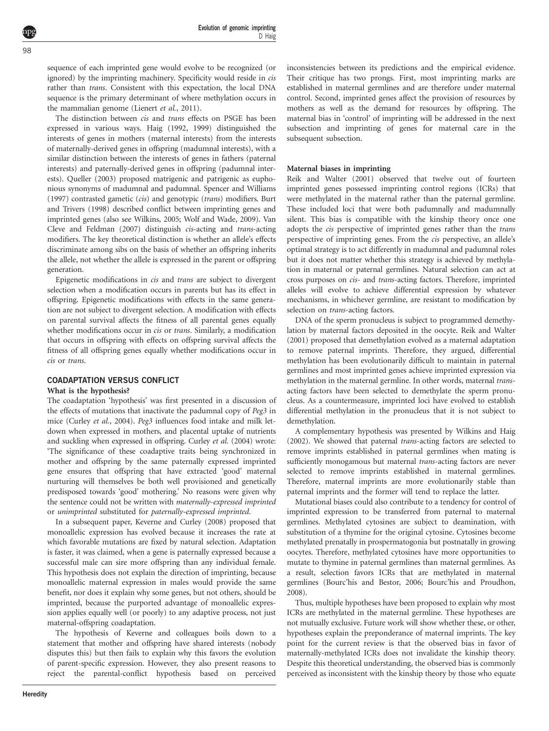sequence of each imprinted gene would evolve to be recognized (or ignored) by the imprinting machinery. Specificity would reside in *cis* rather than *trans*. Consistent with this expectation, the local DNA sequence is the primary determinant of where methylation occurs in the mammalian genome (Lienert *et al.*, 2011).

The distinction between *cis* and *trans* effects on PSGE has been expressed in various ways. Haig (1992, 1999) distinguished the interests of genes in mothers (maternal interests) from the interests of maternally-derived genes in offspring (madumnal interests), with a similar distinction between the interests of genes in fathers (paternal interests) and paternally-derived genes in offspring (padumnal interests). Queller (2003) proposed matrigenic and patrigenic as euphonious synonyms of madumnal and padumnal. Spencer and Williams (1997) contrasted gametic (*cis*) and genotypic (*trans*) modifiers. Burt and Trivers (1998) described conflict between imprinting genes and imprinted genes (also see Wilkins, 2005; Wolf and Wade, 2009). Van Cleve and Feldman (2007) distinguish *cis*-acting and *trans*-acting modifiers. The key theoretical distinction is whether an allele's effects discriminate among sibs on the basis of whether an offspring inherits the allele, not whether the allele is expressed in the parent or offspring generation.

Epigenetic modifications in *cis* and *trans* are subject to divergent selection when a modification occurs in parents but has its effect in offspring. Epigenetic modifications with effects in the same generation are not subject to divergent selection. A modification with effects on parental survival affects the fitness of all parental genes equally whether modifications occur in *cis* or *trans*. Similarly, a modification that occurs in offspring with effects on offspring survival affects the fitness of all offspring genes equally whether modifications occur in *cis* or *trans*.

## COADAPTATION VERSUS CONFLICT

### What is the hypothesis?

The coadaptation 'hypothesis' was first presented in a discussion of the effects of mutations that inactivate the padumnal copy of *Peg3* in mice (Curley *et al.*, 2004). *Peg3* influences food intake and milk let-down when expressed in mothers, and placental uptake of nutrients and suckling when expressed in offspring. Curley *et al.* (2004) wrote: 'The significance of these coadaptive traits being synchronized in mother and offspring by the same paternally expressed imprinted gene ensures that offspring that have extracted 'good' maternal nurturing will themselves be both well provisioned and genetically predisposed towards 'good' mothering.' No reasons were given why the sentence could not be written with *maternally-expressed imprinted* or *unimprinted* substituted for *paternally-expressed imprinted*.

In a subsequent paper, Keverne and Curley (2008) proposed that monoallelic expression has evolved because it increases the rate at which favorable mutations are fixed by natural selection. Adaptation is faster, it was claimed, when a gene is paternally expressed because a successful male can sire more offspring than any individual female. This hypothesis does not explain the direction of imprinting, because monoallelic maternal expression in males would provide the same benefit, nor does it explain why some genes, but not others, should be imprinted, because the purported advantage of monoallelic expression applies equally well (or poorly) to any adaptive process, not just maternal-offspring coadaptation.

The hypothesis of Keverne and colleagues boils down to a statement that mother and offspring have shared interests (nobody disputes this) but then fails to explain why this favors the evolution of parent-specific expression. However, they also present reasons to reject the parental-conflict hypothesis based on perceived inconsistencies between its predictions and the empirical evidence. Their critique has two prongs. First, most imprinting marks are established in maternal germlines and are therefore under maternal control. Second, imprinted genes affect the provision of resources by mothers as well as the demand for resources by offspring. The maternal bias in 'control' of imprinting will be addressed in the next subsection and imprinting of genes for maternal care in the subsequent subsection.

### Maternal biases in imprinting

Reik and Walter (2001) observed that twelve out of fourteen imprinted genes possessed imprinting control regions (ICRs) that were methylated in the maternal rather than the paternal germline. These included loci that were both padumnally and madumnally silent. This bias is compatible with the kinship theory once one adopts the *cis* perspective of imprinted genes rather than the *trans* perspective of imprinting genes. From the *cis* perspective, an allele's optimal strategy is to act differently in madumnal and padumnal roles but it does not matter whether this strategy is achieved by methylation in maternal or paternal germlines. Natural selection can act at cross purposes on *cis*- and *trans*-acting factors. Therefore, imprinted alleles will evolve to achieve differential expression by whatever mechanisms, in whichever germline, are resistant to modification by selection on *trans*-acting factors.

DNA of the sperm pronucleus is subject to programmed demethylation by maternal factors deposited in the oocyte. Reik and Walter (2001) proposed that demethylation evolved as a maternal adaptation to remove paternal imprints. Therefore, they argued, differential methylation has been evolutionarily difficult to maintain in paternal germlines and most imprinted genes achieve imprinted expression via methylation in the maternal germline. In other words, maternal *trans*-acting factors have been selected to demethylate the sperm pronucleus. As a countermeasure, imprinted loci have evolved to establish differential methylation in the pronucleus that it is not subject to demethylation.

A complementary hypothesis was presented by Wilkins and Haig (2002). We showed that paternal *trans*-acting factors are selected to remove imprints established in paternal germlines when mating is sufficiently monogamous but maternal *trans*-acting factors are never selected to remove imprints established in maternal germlines. Therefore, maternal imprints are more evolutionarily stable than paternal imprints and the former will tend to replace the latter.

Mutational biases could also contribute to a tendency for control of imprinted expression to be transferred from paternal to maternal germlines. Methylated cytosines are subject to deamination, with substitution of a thymine for the original cytosine. Cytosines become methylated prenatally in prospermatogonia but postnatally in growing oocytes. Therefore, methylated cytosines have more opportunities to mutate to thymine in paternal germlines than maternal germlines. As a result, selection favors ICRs that are methylated in maternal germlines (Bourc'his and Bestor, 2006; Bourc'his and Proudhon, 2008).

Thus, multiple hypotheses have been proposed to explain why most ICRs are methylated in the maternal germline. These hypotheses are not mutually exclusive. Future work will show whether these, or other, hypotheses explain the preponderance of maternal imprints. The key point for the current review is that the observed bias in favor of maternally-methylated ICRs does not invalidate the kinship theory. Despite this theoretical understanding, the observed bias is commonly perceived as inconsistent with the kinship theory by those who equate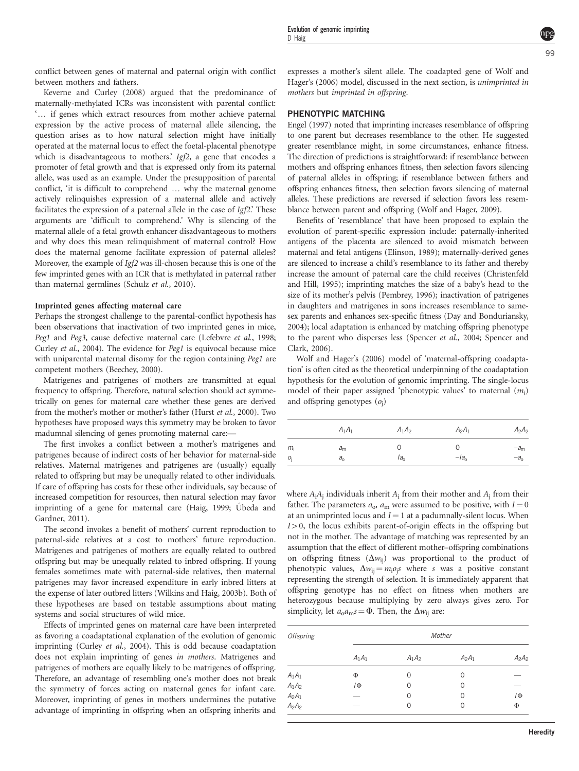conflict between genes of maternal and paternal origin with conflict between mothers and fathers.

Keverne and Curley (2008) argued that the predominance of maternally-methylated ICRs was inconsistent with parental conflict: '… if genes which extract resources from mother achieve paternal expression by the active process of maternal allele silencing, the question arises as to how natural selection might have initially operated at the maternal locus to effect the foetal-placental phenotype which is disadvantageous to mothers.' *Igf2*, a gene that encodes a promoter of fetal growth and that is expressed only from its paternal allele, was used as an example. Under the presupposition of parental conflict, 'it is difficult to comprehend … why the maternal genome actively relinquishes expression of a maternal allele and actively facilitates the expression of a paternal allele in the case of *Igf2*.' These arguments are 'difficult to comprehend.' Why is silencing of the maternal allele of a fetal growth enhancer disadvantageous to mothers and why does this mean relinquishment of maternal control? How does the maternal genome facilitate expression of paternal alleles? Moreover, the example of *Igf2* was ill-chosen because this is one of the few imprinted genes with an ICR that is methylated in paternal rather than maternal germlines (Schulz *et al.*, 2010).

### Imprinted genes affecting maternal care

Perhaps the strongest challenge to the parental-conflict hypothesis has been observations that inactivation of two imprinted genes in mice, *Peg1* and *Peg3*, cause defective maternal care (Lefebvre *et al.*, 1998; Curley *et al.*, 2004). The evidence for *Peg1* is equivocal because mice with uniparental maternal disomy for the region containing *Peg1* are competent mothers (Beechey, 2000).

Matrigenes and patrigenes of mothers are transmitted at equal frequency to offspring. Therefore, natural selection should act symmetrically on genes for maternal care whether these genes are derived from the mother's mother or mother's father (Hurst *et al.*, 2000). Two hypotheses have proposed ways this symmetry may be broken to favor madumnal silencing of genes promoting maternal care:—

The first invokes a conflict between a mother's matrigenes and patrigenes because of indirect costs of her behavior for maternal-side relatives. Maternal matrigenes and patrigenes are (usually) equally related to offspring but may be unequally related to other individuals. If care of offspring has costs for these other individuals, say because of increased competition for resources, then natural selection may favor imprinting of a gene for maternal care (Haig, 1999; Úbeda and Gardner, 2011).

The second invokes a benefit of mothers' current reproduction to paternal-side relatives at a cost to mothers' future reproduction. Matrigenes and patrigenes of mothers are equally related to outbred offspring but may be unequally related to inbred offspring. If young females sometimes mate with paternal-side relatives, then maternal patrigenes may favor increased expenditure in early inbred litters at the expense of later outbred litters (Wilkins and Haig, 2003b). Both of these hypotheses are based on testable assumptions about mating systems and social structures of wild mice.

Effects of imprinted genes on maternal care have been interpreted as favoring a coadaptational explanation of the evolution of genomic imprinting (Curley *et al.*, 2004). This is odd because coadaptation does not explain imprinting of genes *in mothers*. Matrigenes and patrigenes of mothers are equally likely to be matrigenes of offspring. Therefore, an advantage of resembling one's mother does not break the symmetry of forces acting on maternal genes for infant care. Moreover, imprinting of genes in mothers undermines the putative advantage of imprinting in offspring when an offspring inherits and expresses a mother's silent allele. The coadapted gene of Wolf and Hager's (2006) model, discussed in the next section, is *unimprinted in mothers* but *imprinted in offspring*.

## PHENOTYPIC MATCHING

Engel (1997) noted that imprinting increases resemblance of offspring to one parent but decreases resemblance to the other. He suggested greater resemblance might, in some circumstances, enhance fitness. The direction of predictions is straightforward: if resemblance between mothers and offspring enhances fitness, then selection favors silencing of paternal alleles in offspring; if resemblance between fathers and offspring enhances fitness, then selection favors silencing of maternal alleles. These predictions are reversed if selection favors less resemblance between parent and offspring (Wolf and Hager, 2009).

Benefits of 'resemblance' that have been proposed to explain the evolution of parent-specific expression include: paternally-inherited antigens of the placenta are silenced to avoid mismatch between maternal and fetal antigens (Elinson, 1989); maternally-derived genes are silenced to increase a child's resemblance to its father and thereby increase the amount of paternal care the child receives (Christenfeld and Hill, 1995); imprinting matches the size of a baby's head to the size of its mother's pelvis (Pembrey, 1996); inactivation of patrigenes in daughters and matrigenes in sons increases resemblance to same-sex parents and enhances sex-specific fitness (Day and Bonduriansky, 2004); local adaptation is enhanced by matching offspring phenotype to the parent who disperses less (Spencer *et al.*, 2004; Spencer and Clark, 2006).

Wolf and Hager's (2006) model of 'maternal-offspring coadaptation' is often cited as the theoretical underpinning of the coadaptation hypothesis for the evolution of genomic imprinting. The single-locus model of their paper assigned 'phenotypic values' to maternal ($m_i$) and offspring genotypes ($o_j$)

| | $A_1A_1$ | $A_1A_2$ | $A_2A_1$ | $A_2A_2$ |
|---|---|---|---|---|
| $m_i$ | $a_m$ | 0 | 0 | $-a_m$ |
| $o_j$ | $a_o$ | $Ia_o$ | $-Ia_o$ | $-a_o$ |

where $A_iA_j$ individuals inherit $A_i$ from their mother and $A_j$ from their father. The parameters $a_o$, $a_m$ were assumed to be positive, with $I=0$ at an unimprinted locus and $I=1$ at a padumnally-silent locus. When $I>0$, the locus exhibits parent-of-origin effects in the offspring but not in the mother. The advantage of matching was represented by an assumption that the effect of different mother–offspring combinations on offspring fitness ($\Delta w_{ij}$) was proportional to the product of phenotypic values, $\Delta w_{ij} = m_i o_j s$ where $s$ was a positive constant representing the strength of selection. It is immediately apparent that offspring genotype has no effect on fitness when mothers are heterozygous because multiplying by zero always gives zero. For simplicity, let $a_o a_m s = \Phi$. Then, the $\Delta w_{ij}$ are:

| *Offspring* | *Mother* | | | |
|---|---|---|---|---|
| | $A_1A_1$ | $A_1A_2$ | $A_2A_1$ | $A_2A_2$ |
| $A_1A_1$ | $\Phi$ | 0 | 0 | — |
| $A_1A_2$ | $I\Phi$ | 0 | 0 | — |
| $A_2A_1$ | — | 0 | 0 | $I\Phi$ |
| $A_2A_2$ | — | 0 | 0 | $\Phi$ |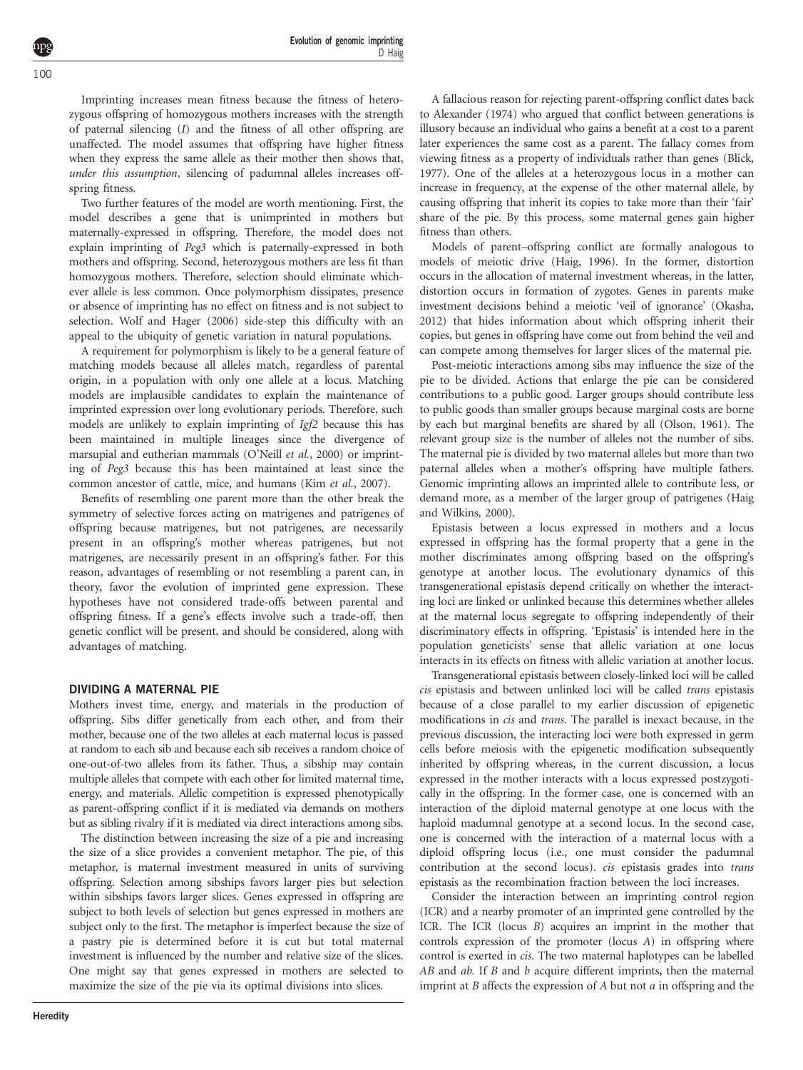Imprinting increases mean fitness because the fitness of heterozygous offspring of homozygous mothers increases with the strength of paternal silencing ($I$) and the fitness of all other offspring are unaffected. The model assumes that offspring have higher fitness when they express the same allele as their mother then shows that, *under this assumption*, silencing of padumnal alleles increases offspring fitness.

Two further features of the model are worth mentioning. First, the model describes a gene that is unimprinted in mothers but maternally-expressed in offspring. Therefore, the model does not explain imprinting of *Peg3* which is paternally-expressed in both mothers and offspring. Second, heterozygous mothers are less fit than homozygous mothers. Therefore, selection should eliminate whichever allele is less common. Once polymorphism dissipates, presence or absence of imprinting has no effect on fitness and is not subject to selection. Wolf and Hager (2006) side-step this difficulty with an appeal to the ubiquity of genetic variation in natural populations.

A requirement for polymorphism is likely to be a general feature of matching models because all alleles match, regardless of parental origin, in a population with only one allele at a locus. Matching models are implausible candidates to explain the maintenance of imprinted expression over long evolutionary periods. Therefore, such models are unlikely to explain imprinting of *Igf2* because this has been maintained in multiple lineages since the divergence of marsupial and eutherian mammals (O'Neill *et al.*, 2000) or imprinting of *Peg3* because this has been maintained at least since the common ancestor of cattle, mice, and humans (Kim *et al.*, 2007).

Benefits of resembling one parent more than the other break the symmetry of selective forces acting on matrigenes and patrigenes of offspring because matrigenes, but not patrigenes, are necessarily present in an offspring's mother whereas patrigenes, but not matrigenes, are necessarily present in an offspring's father. For this reason, advantages of resembling or not resembling a parent can, in theory, favor the evolution of imprinted gene expression. These hypotheses have not considered trade-offs between parental and offspring fitness. If a gene's effects involve such a trade-off, then genetic conflict will be present, and should be considered, along with advantages of matching.

## DIVIDING A MATERNAL PIE

Mothers invest time, energy, and materials in the production of offspring. Sibs differ genetically from each other, and from their mother, because one of the two alleles at each maternal locus is passed at random to each sib and because each sib receives a random choice of one-out-of-two alleles from its father. Thus, a sibship may contain multiple alleles that compete with each other for limited maternal time, energy, and materials. Allelic competition is expressed phenotypically as parent-offspring conflict if it is mediated via demands on mothers but as sibling rivalry if it is mediated via direct interactions among sibs.

The distinction between increasing the size of a pie and increasing the size of a slice provides a convenient metaphor. The pie, of this metaphor, is maternal investment measured in units of surviving offspring. Selection among sibships favors larger pies but selection within sibships favors larger slices. Genes expressed in offspring are subject to both levels of selection but genes expressed in mothers are subject only to the first. The metaphor is imperfect because the size of a pastry pie is determined before it is cut but total maternal investment is influenced by the number and relative size of the slices. One might say that genes expressed in mothers are selected to maximize the size of the pie via its optimal divisions into slices.

A fallacious reason for rejecting parent-offspring conflict dates back to Alexander (1974) who argued that conflict between generations is illusory because an individual who gains a benefit at a cost to a parent later experiences the same cost as a parent. The fallacy comes from viewing fitness as a property of individuals rather than genes (Blick, 1977). One of the alleles at a heterozygous locus in a mother can increase in frequency, at the expense of the other maternal allele, by causing offspring that inherit its copies to take more than their 'fair' share of the pie. By this process, some maternal genes gain higher fitness than others.

Models of parent–offspring conflict are formally analogous to models of meiotic drive (Haig, 1996). In the former, distortion occurs in the allocation of maternal investment whereas, in the latter, distortion occurs in formation of zygotes. Genes in parents make investment decisions behind a meiotic 'veil of ignorance' (Okasha, 2012) that hides information about which offspring inherit their copies, but genes in offspring have come out from behind the veil and can compete among themselves for larger slices of the maternal pie.

Post-meiotic interactions among sibs may influence the size of the pie to be divided. Actions that enlarge the pie can be considered contributions to a public good. Larger groups should contribute less to public goods than smaller groups because marginal costs are borne by each but marginal benefits are shared by all (Olson, 1961). The relevant group size is the number of alleles not the number of sibs. The maternal pie is divided by two maternal alleles but more than two paternal alleles when a mother's offspring have multiple fathers. Genomic imprinting allows an imprinted allele to contribute less, or demand more, as a member of the larger group of patrigenes (Haig and Wilkins, 2000).

Epistasis between a locus expressed in mothers and a locus expressed in offspring has the formal property that a gene in the mother discriminates among offspring based on the offspring's genotype at another locus. The evolutionary dynamics of this transgenerational epistasis depend critically on whether the interacting loci are linked or unlinked because this determines whether alleles at the maternal locus segregate to offspring independently of their discriminatory effects in offspring. 'Epistasis' is intended here in the population geneticists' sense that allelic variation at one locus interacts in its effects on fitness with allelic variation at another locus.

Transgenerational epistasis between closely-linked loci will be called *cis* epistasis and between unlinked loci will be called *trans* epistasis because of a close parallel to my earlier discussion of epigenetic modifications in *cis* and *trans*. The parallel is inexact because, in the previous discussion, the interacting loci were both expressed in germ cells before meiosis with the epigenetic modification subsequently inherited by offspring whereas, in the current discussion, a locus expressed in the mother interacts with a locus expressed postzygotically in the offspring. In the former case, one is concerned with an interaction of the diploid maternal genotype at one locus with the haploid madumnal genotype at a second locus. In the second case, one is concerned with the interaction of a maternal locus with a diploid offspring locus (i.e., one must consider the padumnal contribution at the second locus). *cis* epistasis grades into *trans* epistasis as the recombination fraction between the loci increases.

Consider the interaction between an imprinting control region (ICR) and a nearby promoter of an imprinted gene controlled by the ICR. The ICR (locus $B$) acquires an imprint in the mother that controls expression of the promoter (locus $A$) in offspring where control is exerted in *cis*. The two maternal haplotypes can be labelled $AB$ and $ab$. If $B$ and $b$ acquire different imprints, then the maternal imprint at $B$ affects the expression of $A$ but not $a$ in offspring and the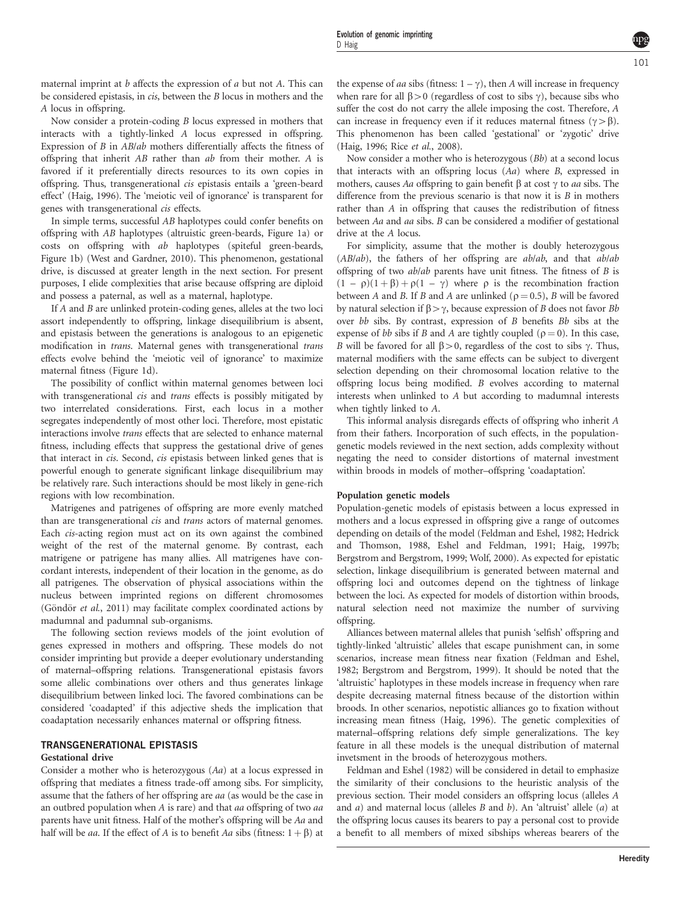maternal imprint at *b* affects the expression of *a* but not *A*. This can be considered epistasis, in *cis*, between the *B* locus in mothers and the *A* locus in offspring.

Now consider a protein-coding *B* locus expressed in mothers that interacts with a tightly-linked *A* locus expressed in offspring. Expression of *B* in *AB*/*ab* mothers differentially affects the fitness of offspring that inherit *AB* rather than *ab* from their mother. *A* is favored if it preferentially directs resources to its own copies in offspring. Thus, transgenerational *cis* epistasis entails a 'green-beard effect' (Haig, 1996). The 'meiotic veil of ignorance' is transparent for genes with transgenerational *cis* effects.

In simple terms, successful *AB* haplotypes could confer benefits on offspring with *AB* haplotypes (altruistic green-beards, Figure 1a) or costs on offspring with *ab* haplotypes (spiteful green-beards, Figure 1b) (West and Gardner, 2010). This phenomenon, gestational drive, is discussed at greater length in the next section. For present purposes, I elide complexities that arise because offspring are diploid and possess a paternal, as well as a maternal, haplotype.

If *A* and *B* are unlinked protein-coding genes, alleles at the two loci assort independently to offspring, linkage disequilibrium is absent, and epistasis between the generations is analogous to an epigenetic modification in *trans*. Maternal genes with transgenerational *trans* effects evolve behind the 'meiotic veil of ignorance' to maximize maternal fitness (Figure 1d).

The possibility of conflict within maternal genomes between loci with transgenerational *cis* and *trans* effects is possibly mitigated by two interrelated considerations. First, each locus in a mother segregates independently of most other loci. Therefore, most epistatic interactions involve *trans* effects that are selected to enhance maternal fitness, including effects that suppress the gestational drive of genes that interact in *cis*. Second, *cis* epistasis between linked genes that is powerful enough to generate significant linkage disequilibrium may be relatively rare. Such interactions should be most likely in gene-rich regions with low recombination.

Matrigenes and patrigenes of offspring are more evenly matched than are transgenerational *cis* and *trans* actors of maternal genomes. Each *cis*-acting region must act on its own against the combined weight of the rest of the maternal genome. By contrast, each matrigene or patrigene has many allies. All matrigenes have concordant interests, independent of their location in the genome, as do all patrigenes. The observation of physical associations within the nucleus between imprinted regions on different chromosomes (Göndör *et al.*, 2011) may facilitate complex coordinated actions by madumnal and padumnal sub-organisms.

The following section reviews models of the joint evolution of genes expressed in mothers and offspring. These models do not consider imprinting but provide a deeper evolutionary understanding of maternal–offspring relations. Transgenerational epistasis favors some allelic combinations over others and thus generates linkage disequilibrium between linked loci. The favored combinations can be considered 'coadapted' if this adjective sheds the implication that coadaptation necessarily enhances maternal or offspring fitness.

## TRANSGENERATIONAL EPISTASIS

### Gestational drive

Consider a mother who is heterozygous (*Aa*) at a locus expressed in offspring that mediates a fitness trade-off among sibs. For simplicity, assume that the fathers of her offspring are *aa* (as would be the case in an outbred population when *A* is rare) and that *aa* offspring of two *aa* parents have unit fitness. Half of the mother's offspring will be *Aa* and half will be *aa*. If the effect of *A* is to benefit *Aa* sibs (fitness: $1+\beta$) at the expense of *aa* sibs (fitness: $1-\gamma$), then *A* will increase in frequency when rare for all $\beta>0$ (regardless of cost to sibs $\gamma$), because sibs who suffer the cost do not carry the allele imposing the cost. Therefore, *A* can increase in frequency even if it reduces maternal fitness ($\gamma>\beta$). This phenomenon has been called 'gestational' or 'zygotic' drive (Haig, 1996; Rice *et al.*, 2008).

Now consider a mother who is heterozygous (*Bb*) at a second locus that interacts with an offspring locus (*Aa*) where *B*, expressed in mothers, causes *Aa* offspring to gain benefit $\beta$ at cost $\gamma$ to *aa* sibs. The difference from the previous scenario is that now it is *B* in mothers rather than *A* in offspring that causes the redistribution of fitness between *Aa* and *aa* sibs. *B* can be considered a modifier of gestational drive at the *A* locus.

For simplicity, assume that the mother is doubly heterozygous (*AB*/*ab*), the fathers of her offspring are *ab*/*ab*, and that *ab*/*ab* offspring of two *ab*/*ab* parents have unit fitness. The fitness of *B* is $(1-\rho)(1+\beta)+\rho(1-\gamma)$ where $\rho$ is the recombination fraction between *A* and *B*. If *B* and *A* are unlinked ($\rho=0.5$), *B* will be favored by natural selection if $\beta>\gamma$, because expression of *B* does not favor *Bb* over *bb* sibs. By contrast, expression of *B* benefits *Bb* sibs at the expense of *bb* sibs if *B* and *A* are tightly coupled ($\rho=0$). In this case, *B* will be favored for all $\beta>0$, regardless of the cost to sibs $\gamma$. Thus, maternal modifiers with the same effects can be subject to divergent selection depending on their chromosomal location relative to the offspring locus being modified. *B* evolves according to maternal interests when unlinked to *A* but according to madumnal interests when tightly linked to *A*.

This informal analysis disregards effects of offspring who inherit *A* from their fathers. Incorporation of such effects, in the population-genetic models reviewed in the next section, adds complexity without negating the need to consider distortions of maternal investment within broods in models of mother–offspring 'coadaptation'.

### Population genetic models

Population-genetic models of epistasis between a locus expressed in mothers and a locus expressed in offspring give a range of outcomes depending on details of the model (Feldman and Eshel, 1982; Hedrick and Thomson, 1988, Eshel and Feldman, 1991; Haig, 1997b; Bergstrom and Bergstrom, 1999; Wolf, 2000). As expected for epistatic selection, linkage disequilibrium is generated between maternal and offspring loci and outcomes depend on the tightness of linkage between the loci. As expected for models of distortion within broods, natural selection need not maximize the number of surviving offspring.

Alliances between maternal alleles that punish 'selfish' offspring and tightly-linked 'altruistic' alleles that escape punishment can, in some scenarios, increase mean fitness near fixation (Feldman and Eshel, 1982; Bergstrom and Bergstrom, 1999). It should be noted that the 'altruistic' haplotypes in these models increase in frequency when rare despite decreasing maternal fitness because of the distortion within broods. In other scenarios, nepotistic alliances go to fixation without increasing mean fitness (Haig, 1996). The genetic complexities of maternal–offspring relations defy simple generalizations. The key feature in all these models is the unequal distribution of maternal invetsment in the broods of heterozygous mothers.

Feldman and Eshel (1982) will be considered in detail to emphasize the similarity of their conclusions to the heuristic analysis of the previous section. Their model considers an offspring locus (alleles *A* and *a*) and maternal locus (alleles *B* and *b*). An 'altruist' allele (*a*) at the offspring locus causes its bearers to pay a personal cost to provide a benefit to all members of mixed sibships whereas bearers of the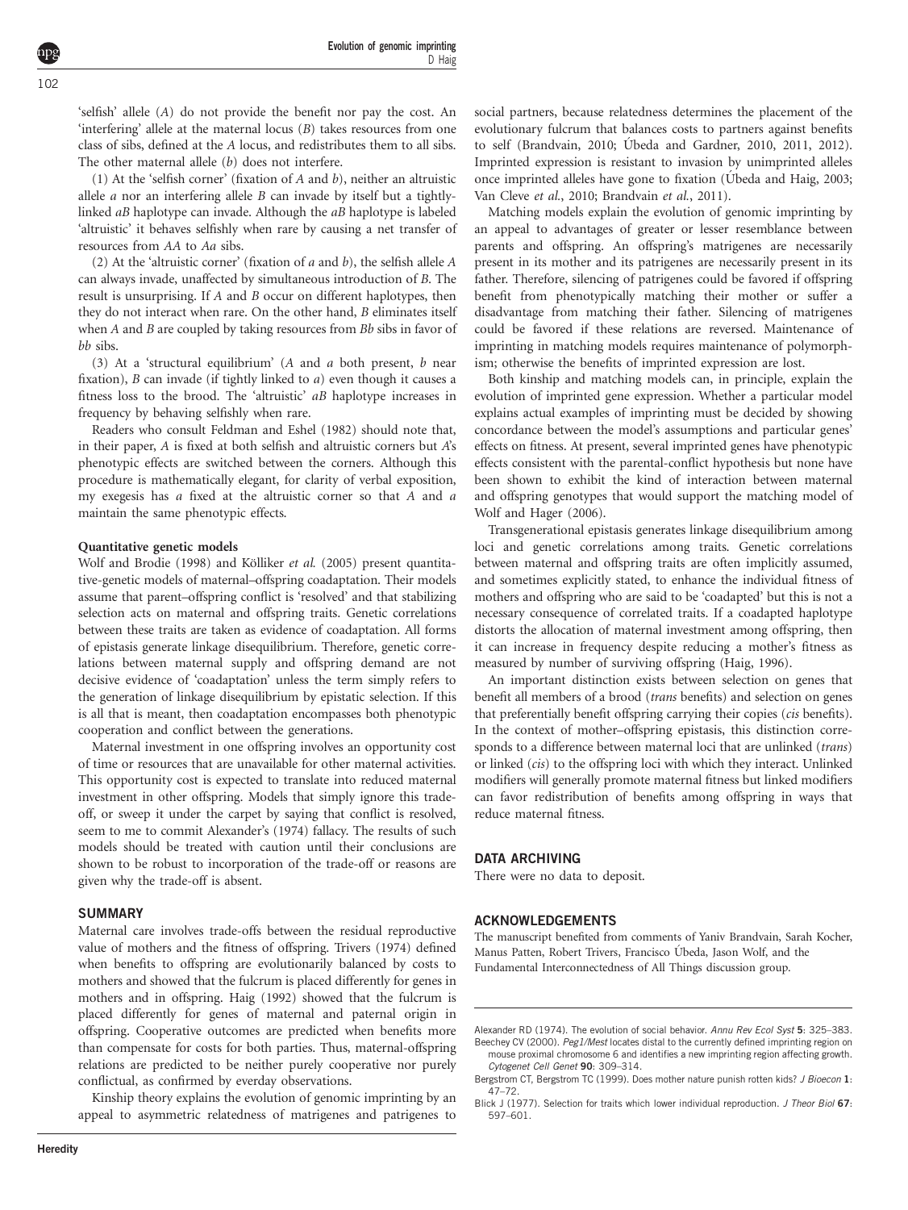'selfish' allele (*A*) do not provide the benefit nor pay the cost. An 'interfering' allele at the maternal locus (*B*) takes resources from one class of sibs, defined at the *A* locus, and redistributes them to all sibs. The other maternal allele (*b*) does not interfere.

(1) At the 'selfish corner' (fixation of *A* and *b*), neither an altruistic allele *a* nor an interfering allele *B* can invade by itself but a tightly-linked *aB* haplotype can invade. Although the *aB* haplotype is labeled 'altruistic' it behaves selfishly when rare by causing a net transfer of resources from *AA* to *Aa* sibs.

(2) At the 'altruistic corner' (fixation of *a* and *b*), the selfish allele *A* can always invade, unaffected by simultaneous introduction of *B*. The result is unsurprising. If *A* and *B* occur on different haplotypes, then they do not interact when rare. On the other hand, *B* eliminates itself when *A* and *B* are coupled by taking resources from *Bb* sibs in favor of *bb* sibs.

(3) At a 'structural equilibrium' (*A* and *a* both present, *b* near fixation), *B* can invade (if tightly linked to *a*) even though it causes a fitness loss to the brood. The 'altruistic' *aB* haplotype increases in frequency by behaving selfishly when rare.

Readers who consult Feldman and Eshel (1982) should note that, in their paper, *A* is fixed at both selfish and altruistic corners but *A*'s phenotypic effects are switched between the corners. Although this procedure is mathematically elegant, for clarity of verbal exposition, my exegesis has *a* fixed at the altruistic corner so that *A* and *a* maintain the same phenotypic effects.

**Quantitative genetic models**

Wolf and Brodie (1998) and Kölliker *et al.* (2005) present quantitative-genetic models of maternal–offspring coadaptation. Their models assume that parent–offspring conflict is 'resolved' and that stabilizing selection acts on maternal and offspring traits. Genetic correlations between these traits are taken as evidence of coadaptation. All forms of epistasis generate linkage disequilibrium. Therefore, genetic correlations between maternal supply and offspring demand are not decisive evidence of 'coadaptation' unless the term simply refers to the generation of linkage disequilibrium by epistatic selection. If this is all that is meant, then coadaptation encompasses both phenotypic cooperation and conflict between the generations.

Maternal investment in one offspring involves an opportunity cost of time or resources that are unavailable for other maternal activities. This opportunity cost is expected to translate into reduced maternal investment in other offspring. Models that simply ignore this trade-off, or sweep it under the carpet by saying that conflict is resolved, seem to me to commit Alexander's (1974) fallacy. The results of such models should be treated with caution until their conclusions are shown to be robust to incorporation of the trade-off or reasons are given why the trade-off is absent.

## SUMMARY

Maternal care involves trade-offs between the residual reproductive value of mothers and the fitness of offspring. Trivers (1974) defined when benefits to offspring are evolutionarily balanced by costs to mothers and showed that the fulcrum is placed differently for genes in mothers and in offspring. Haig (1992) showed that the fulcrum is placed differently for genes of maternal and paternal origin in offspring. Cooperative outcomes are predicted when benefits more than compensate for costs for both parties. Thus, maternal-offspring relations are predicted to be neither purely cooperative nor purely conflictual, as confirmed by everday observations.

Kinship theory explains the evolution of genomic imprinting by an appeal to asymmetric relatedness of matrigenes and patrigenes to social partners, because relatedness determines the placement of the evolutionary fulcrum that balances costs to partners against benefits to self (Brandvain, 2010; Úbeda and Gardner, 2010, 2011, 2012). Imprinted expression is resistant to invasion by unimprinted alleles once imprinted alleles have gone to fixation (Úbeda and Haig, 2003; Van Cleve *et al.*, 2010; Brandvain *et al.*, 2011).

Matching models explain the evolution of genomic imprinting by an appeal to advantages of greater or lesser resemblance between parents and offspring. An offspring's matrigenes are necessarily present in its mother and its patrigenes are necessarily present in its father. Therefore, silencing of patrigenes could be favored if offspring benefit from phenotypically matching their mother or suffer a disadvantage from matching their father. Silencing of matrigenes could be favored if these relations are reversed. Maintenance of imprinting in matching models requires maintenance of polymorphism; otherwise the benefits of imprinted expression are lost.

Both kinship and matching models can, in principle, explain the evolution of imprinted gene expression. Whether a particular model explains actual examples of imprinting must be decided by showing concordance between the model's assumptions and particular genes' effects on fitness. At present, several imprinted genes have phenotypic effects consistent with the parental-conflict hypothesis but none have been shown to exhibit the kind of interaction between maternal and offspring genotypes that would support the matching model of Wolf and Hager (2006).

Transgenerational epistasis generates linkage disequilibrium among loci and genetic correlations among traits. Genetic correlations between maternal and offspring traits are often implicitly assumed, and sometimes explicitly stated, to enhance the individual fitness of mothers and offspring who are said to be 'coadapted' but this is not a necessary consequence of correlated traits. If a coadapted haplotype distorts the allocation of maternal investment among offspring, then it can increase in frequency despite reducing a mother's fitness as measured by number of surviving offspring (Haig, 1996).

An important distinction exists between selection on genes that benefit all members of a brood (*trans* benefits) and selection on genes that preferentially benefit offspring carrying their copies (*cis* benefits). In the context of mother–offspring epistasis, this distinction corresponds to a difference between maternal loci that are unlinked (*trans*) or linked (*cis*) to the offspring loci with which they interact. Unlinked modifiers will generally promote maternal fitness but linked modifiers can favor redistribution of benefits among offspring in ways that reduce maternal fitness.

## DATA ARCHIVING

There were no data to deposit.

## ACKNOWLEDGEMENTS

The manuscript benefited from comments of Yaniv Brandvain, Sarah Kocher, Manus Patten, Robert Trivers, Francisco Úbeda, Jason Wolf, and the Fundamental Interconnectedness of All Things discussion group.

Alexander RD (1974). The evolution of social behavior. *Annu Rev Ecol Syst* **5**: 325–383.

Beechey CV (2000). *Peg1/Mest* locates distal to the currently defined imprinting region on mouse proximal chromosome 6 and identifies a new imprinting region affecting growth. *Cytogenet Cell Genet* **90**: 309–314.

Bergstrom CT, Bergstrom TC (1999). Does mother nature punish rotten kids? *J Bioecon* **1**: 47–72.

Blick J (1977). Selection for traits which lower individual reproduction. *J Theor Biol* **67**: 597–601.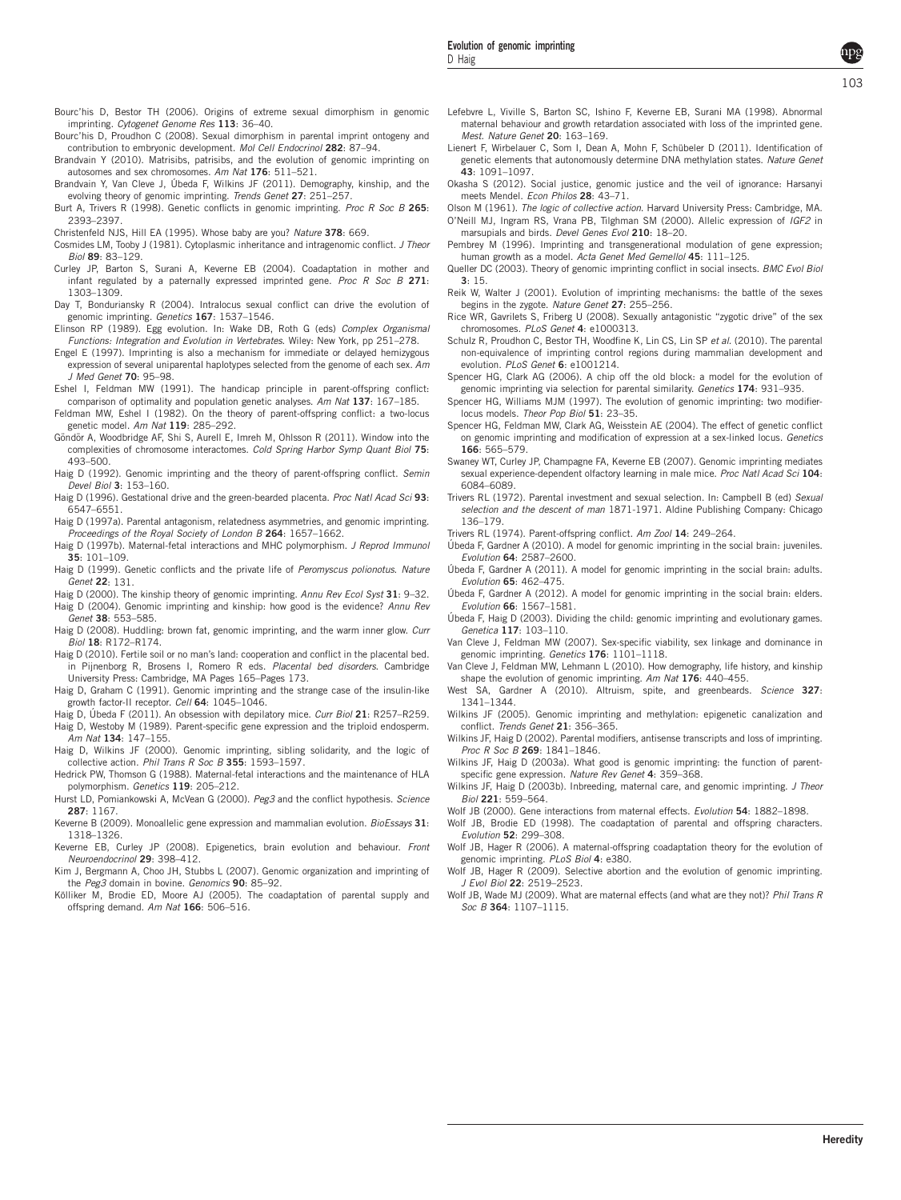Bourc'his D, Bestor TH (2006). Origins of extreme sexual dimorphism in genomic imprinting. *Cytogenet Genome Res* **113**: 36–40.

Bourc'his D, Proudhon C (2008). Sexual dimorphism in parental imprint ontogeny and contribution to embryonic development. *Mol Cell Endocrinol* **282**: 87–94.

Brandvain Y (2010). Matrisibs, patrisibs, and the evolution of genomic imprinting on autosomes and sex chromosomes. *Am Nat* **176**: 511–521.

Brandvain Y, Van Cleve J, Úbeda F, Wilkins JF (2011). Demography, kinship, and the evolving theory of genomic imprinting. *Trends Genet* **27**: 251–257.

Burt A, Trivers R (1998). Genetic conflicts in genomic imprinting. *Proc R Soc B* **265**: 2393–2397.

Christenfeld NJS, Hill EA (1995). Whose baby are you? *Nature* **378**: 669.

Cosmides LM, Tooby J (1981). Cytoplasmic inheritance and intragenomic conflict. *J Theor Biol* **89**: 83–129.

Curley JP, Barton S, Surani A, Keverne EB (2004). Coadaptation in mother and infant regulated by a paternally expressed imprinted gene. *Proc R Soc B* **271**: 1303–1309.

Day T, Bonduriansky R (2004). Intralocus sexual conflict can drive the evolution of genomic imprinting. *Genetics* **167**: 1537–1546.

Elinson RP (1989). Egg evolution. In: Wake DB, Roth G (eds) *Complex Organismal Functions: Integration and Evolution in Vertebrates*. Wiley: New York, pp 251–278.

Engel E (1997). Imprinting is also a mechanism for immediate or delayed hemizygous expression of several uniparental haplotypes selected from the genome of each sex. *Am J Med Genet* **70**: 95–98.

Eshel I, Feldman MW (1991). The handicap principle in parent-offspring conflict: comparison of optimality and population genetic analyses. *Am Nat* **137**: 167–185.

Feldman MW, Eshel I (1982). On the theory of parent-offspring conflict: a two-locus genetic model. *Am Nat* **119**: 285–292.

Göndör A, Woodbridge AF, Shi S, Aurell E, Imreh M, Ohlsson R (2011). Window into the complexities of chromosome interactomes. *Cold Spring Harbor Symp Quant Biol* **75**: 493–500.

Haig D (1992). Genomic imprinting and the theory of parent-offspring conflict. *Semin Devel Biol* **3**: 153–160.

Haig D (1996). Gestational drive and the green-bearded placenta. *Proc Natl Acad Sci* **93**: 6547–6551.

Haig D (1997a). Parental antagonism, relatedness asymmetries, and genomic imprinting. *Proceedings of the Royal Society of London B* **264**: 1657–1662.

Haig D (1997b). Maternal-fetal interactions and MHC polymorphism. *J Reprod Immunol* **35**: 101–109.

Haig D (1999). Genetic conflicts and the private life of *Peromyscus polionotus*. *Nature Genet* **22**: 131.

Haig D (2000). The kinship theory of genomic imprinting. *Annu Rev Ecol Syst* **31**: 9–32.

Haig D (2004). Genomic imprinting and kinship: how good is the evidence? *Annu Rev Genet* **38**: 553–585.

Haig D (2008). Huddling: brown fat, genomic imprinting, and the warm inner glow. *Curr Biol* **18**: R172–R174.

Haig D (2010). Fertile soil or no man's land: cooperation and conflict in the placental bed. in Pijnenborg R, Brosens I, Romero R eds. *Placental bed disorders*. Cambridge University Press: Cambridge, MA Pages 165–Pages 173.

Haig D, Graham C (1991). Genomic imprinting and the strange case of the insulin-like growth factor-II receptor. *Cell* **64**: 1045–1046.

Haig D, Úbeda F (2011). An obsession with depilatory mice. *Curr Biol* **21**: R257–R259.

Haig D, Westoby M (1989). Parent-specific gene expression and the triploid endosperm. *Am Nat* **134**: 147–155.

Haig D, Wilkins JF (2000). Genomic imprinting, sibling solidarity, and the logic of collective action. *Phil Trans R Soc B* **355**: 1593–1597.

Hedrick PW, Thomson G (1988). Maternal-fetal interactions and the maintenance of HLA polymorphism. *Genetics* **119**: 205–212.

Hurst LD, Pomiankowski A, McVean G (2000). *Peg3* and the conflict hypothesis. *Science* **287**: 1167.

Keverne B (2009). Monoallelic gene expression and mammalian evolution. *BioEssays* **31**: 1318–1326.

Keverne EB, Curley JP (2008). Epigenetics, brain evolution and behaviour. *Front Neuroendocrinol* **29**: 398–412.

Kim J, Bergmann A, Choo JH, Stubbs L (2007). Genomic organization and imprinting of the *Peg3* domain in bovine. *Genomics* **90**: 85–92.

Kölliker M, Brodie ED, Moore AJ (2005). The coadaptation of parental supply and offspring demand. *Am Nat* **166**: 506–516.

Lefebvre L, Viville S, Barton SC, Ishino F, Keverne EB, Surani MA (1998). Abnormal maternal behaviour and growth retardation associated with loss of the imprinted gene. *Mest*. *Nature Genet* **20**: 163–169.

Lienert F, Wirbelauer C, Som I, Dean A, Mohn F, Schübeler D (2011). Identification of genetic elements that autonomously determine DNA methylation states. *Nature Genet* **43**: 1091–1097.

Okasha S (2012). Social justice, genomic justice and the veil of ignorance: Harsanyi meets Mendel. *Econ Philos* **28**: 43–71.

Olson M (1961). *The logic of collective action*. Harvard University Press: Cambridge, MA.

O'Neill MJ, Ingram RS, Vrana PB, Tilghman SM (2000). Allelic expression of *IGF2* in marsupials and birds. *Devel Genes Evol* **210**: 18–20.

Pembrey M (1996). Imprinting and transgenerational modulation of gene expression; human growth as a model. *Acta Genet Med Gemellol* **45**: 111–125.

Queller DC (2003). Theory of genomic imprinting conflict in social insects. *BMC Evol Biol* **3**: 15.

Reik W, Walter J (2001). Evolution of imprinting mechanisms: the battle of the sexes begins in the zygote. *Nature Genet* **27**: 255–256.

Rice WR, Gavrilets S, Friberg U (2008). Sexually antagonistic "zygotic drive" of the sex chromosomes. *PLoS Genet* **4**: e1000313.

Schulz R, Proudhon C, Bestor TH, Woodfine K, Lin CS, Lin SP *et al.* (2010). The parental non-equivalence of imprinting control regions during mammalian development and evolution. *PLoS Genet* **6**: e1001214.

Spencer HG, Clark AG (2006). A chip off the old block: a model for the evolution of genomic imprinting via selection for parental similarity. *Genetics* **174**: 931–935.

Spencer HG, Williams MJM (1997). The evolution of genomic imprinting: two modifier-locus models. *Theor Pop Biol* **51**: 23–35.

Spencer HG, Feldman MW, Clark AG, Weisstein AE (2004). The effect of genetic conflict on genomic imprinting and modification of expression at a sex-linked locus. *Genetics* **166**: 565–579.

Swaney WT, Curley JP, Champagne FA, Keverne EB (2007). Genomic imprinting mediates sexual experience-dependent olfactory learning in male mice. *Proc Natl Acad Sci* **104**: 6084–6089.

Trivers RL (1972). Parental investment and sexual selection. In: Campbell B (ed) *Sexual selection and the descent of man* 1871-1971. Aldine Publishing Company: Chicago 136–179.

Trivers RL (1974). Parent-offspring conflict. *Am Zool* **14**: 249–264.

Úbeda F, Gardner A (2010). A model for genomic imprinting in the social brain: juveniles. *Evolution* **64**: 2587–2600.

Úbeda F, Gardner A (2011). A model for genomic imprinting in the social brain: adults. *Evolution* **65**: 462–475.

Úbeda F, Gardner A (2012). A model for genomic imprinting in the social brain: elders. *Evolution* **66**: 1567–1581.

Úbeda F, Haig D (2003). Dividing the child: genomic imprinting and evolutionary games. *Genetica* **117**: 103–110.

Van Cleve J, Feldman MW (2007). Sex-specific viability, sex linkage and dominance in genomic imprinting. *Genetics* **176**: 1101–1118.

Van Cleve J, Feldman MW, Lehmann L (2010). How demography, life history, and kinship shape the evolution of genomic imprinting. *Am Nat* **176**: 440–455.

West SA, Gardner A (2010). Altruism, spite, and greenbeards. *Science* **327**: 1341–1344.

Wilkins JF (2005). Genomic imprinting and methylation: epigenetic canalization and conflict. *Trends Genet* **21**: 356–365.

Wilkins JF, Haig D (2002). Parental modifiers, antisense transcripts and loss of imprinting. *Proc R Soc B* **269**: 1841–1846.

Wilkins JF, Haig D (2003a). What good is genomic imprinting: the function of parent-specific gene expression. *Nature Rev Genet* **4**: 359–368.

Wilkins JF, Haig D (2003b). Inbreeding, maternal care, and genomic imprinting. *J Theor Biol* **221**: 559–564.

Wolf JB (2000). Gene interactions from maternal effects. *Evolution* **54**: 1882–1898.

Wolf JB, Brodie ED (1998). The coadaptation of parental and offspring characters. *Evolution* **52**: 299–308.

Wolf JB, Hager R (2006). A maternal-offspring coadaptation theory for the evolution of genomic imprinting. *PLoS Biol* **4**: e380.

Wolf JB, Hager R (2009). Selective abortion and the evolution of genomic imprinting. *J Evol Biol* **22**: 2519–2523.

Wolf JB, Wade MJ (2009). What are maternal effects (and what are they not)? *Phil Trans R Soc B* **364**: 1107–1115.